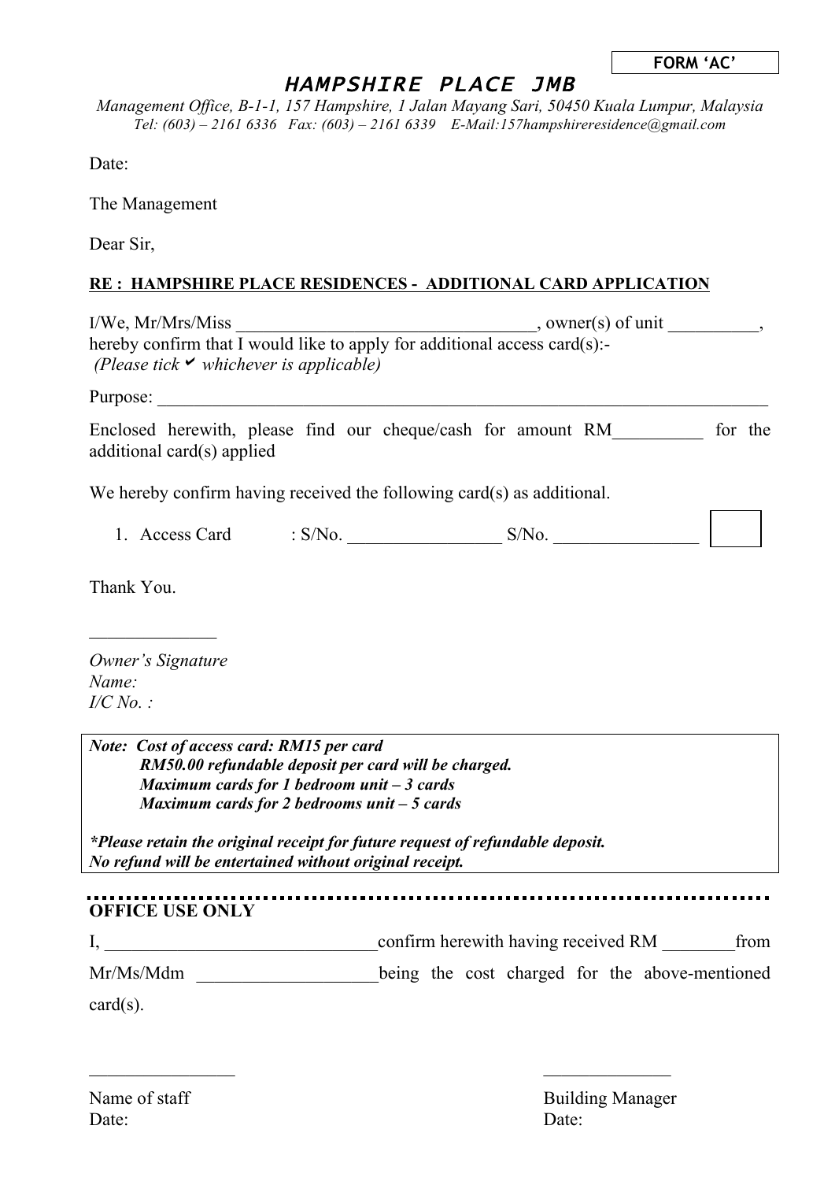FORM 'AC'

# *HAMPSHIRE PLACE JMB*

*Management Office, B-1-1, 157 Hampshire, 1 Jalan Mayang Sari, 50450 Kuala Lumpur, Malaysia*
*Tel: (603) – 2161 6336 Fax: (603) – 2161 6339 E-Mail:157hampshireresidence@gmail.com*

Date:

The Management

Dear Sir,

**RE : HAMPSHIRE PLACE RESIDENCES - ADDITIONAL CARD APPLICATION**

I/We, Mr/Mrs/Miss ________________________________, owner(s) of unit __________,
hereby confirm that I would like to apply for additional access card(s):-
*(Please tick ✔ whichever is applicable)*

Purpose: ______________________________________________________________________

Enclosed herewith, please find our cheque/cash for amount RM__________ for the additional card(s) applied

We hereby confirm having received the following card(s) as additional.

1. Access Card : S/No. _________________ S/No. ________________ ☐

Thank You.

______________

*Owner's Signature*
*Name:*
*I/C No. :*

***Note: Cost of access card: RM15 per card***
***RM50.00 refundable deposit per card will be charged.***
***Maximum cards for 1 bedroom unit – 3 cards***
***Maximum cards for 2 bedrooms unit – 5 cards***

***\*Please retain the original receipt for future request of refundable deposit.***
***No refund will be entertained without original receipt.***

**OFFICE USE ONLY**

I, ______________________________ confirm herewith having received RM ________ from Mr/Ms/Mdm ____________________ being the cost charged for the above-mentioned card(s).

________________ ______________

Name of staff Building Manager
Date: Date: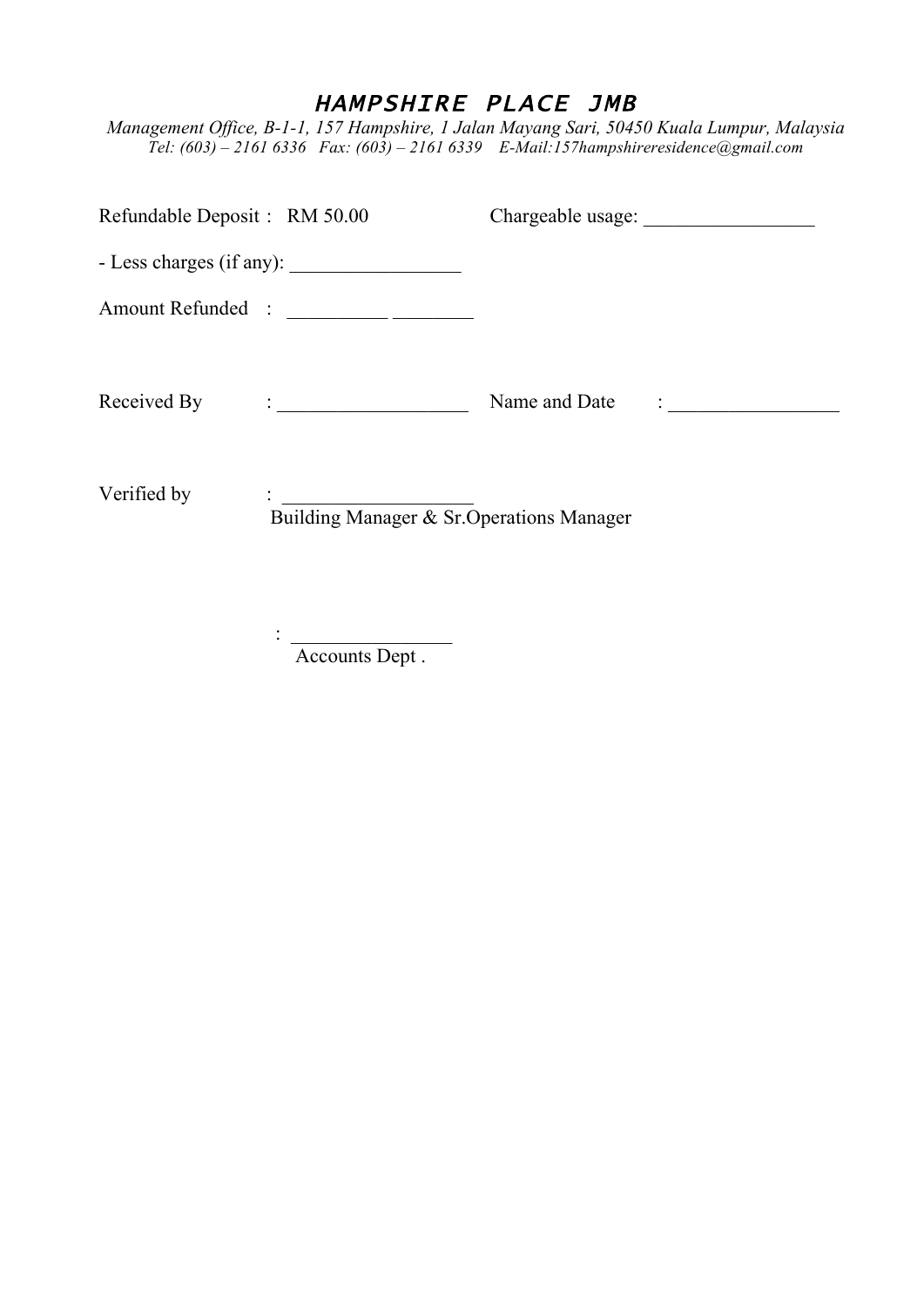# *HAMPSHIRE PLACE JMB*

*Management Office, B-1-1, 157 Hampshire, 1 Jalan Mayang Sari, 50450 Kuala Lumpur, Malaysia*
*Tel: (603) – 2161 6336   Fax: (603) – 2161 6339   E-Mail:157hampshireresidence@gmail.com*

Refundable Deposit :  RM 50.00          Chargeable usage: _________________

- Less charges (if any): _________________

Amount Refunded   :   __________ ________

Received By   : ___________________   Name and Date   : _________________

Verified by   : ___________________
Building Manager & Sr.Operations Manager

: ________________
Accounts Dept .